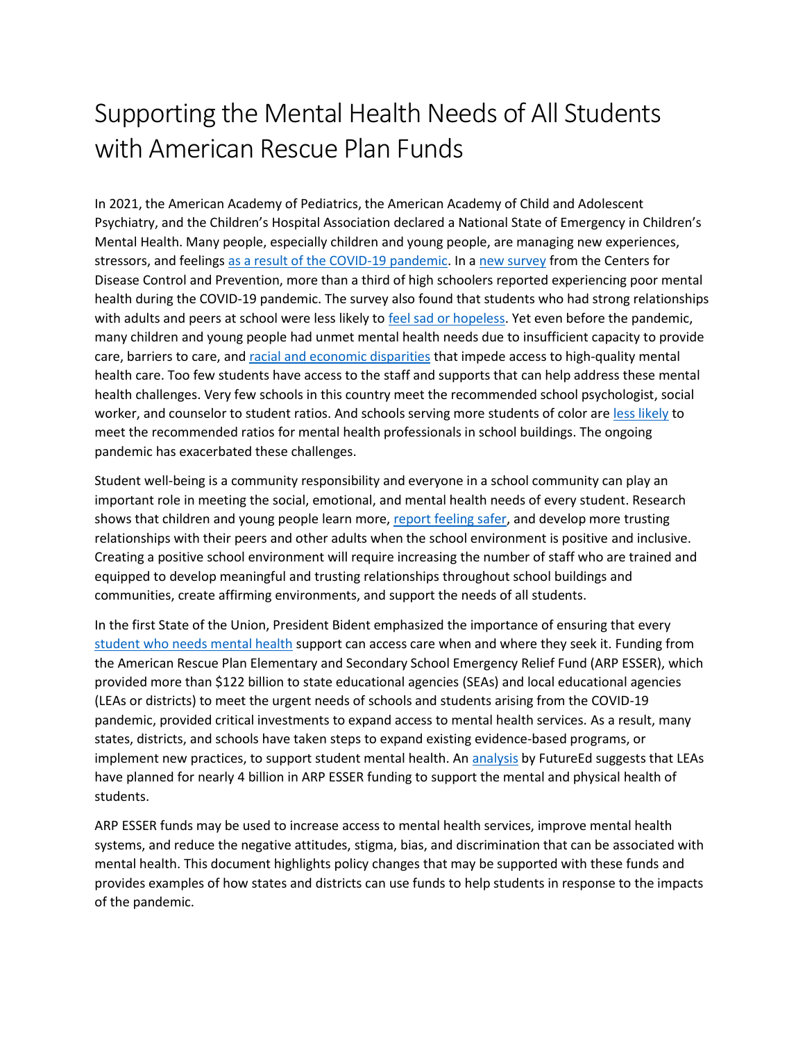# Supporting the Mental Health Needs of All Students with American Rescue Plan Funds

In 2021, the American Academy of Pediatrics, the American Academy of Child and Adolescent Psychiatry, and the Children's Hospital Association declared a National State of Emergency in Children's Mental Health. Many people, especially children and young people, are managing new experiences, stressors, and feelings [as a result of the COVID-19 pandemic](). In a [new survey]() from the Centers for Disease Control and Prevention, more than a third of high schoolers reported experiencing poor mental health during the COVID-19 pandemic. The survey also found that students who had strong relationships with adults and peers at school were less likely to [feel sad or hopeless](). Yet even before the pandemic, many children and young people had unmet mental health needs due to insufficient capacity to provide care, barriers to care, and [racial and economic disparities]() that impede access to high-quality mental health care. Too few students have access to the staff and supports that can help address these mental health challenges. Very few schools in this country meet the recommended school psychologist, social worker, and counselor to student ratios. And schools serving more students of color are [less likely]() to meet the recommended ratios for mental health professionals in school buildings. The ongoing pandemic has exacerbated these challenges.

Student well-being is a community responsibility and everyone in a school community can play an important role in meeting the social, emotional, and mental health needs of every student. Research shows that children and young people learn more, [report feeling safer](), and develop more trusting relationships with their peers and other adults when the school environment is positive and inclusive. Creating a positive school environment will require increasing the number of staff who are trained and equipped to develop meaningful and trusting relationships throughout school buildings and communities, create affirming environments, and support the needs of all students.

In the first State of the Union, President Bident emphasized the importance of ensuring that every [student who needs mental health]() support can access care when and where they seek it. Funding from the American Rescue Plan Elementary and Secondary School Emergency Relief Fund (ARP ESSER), which provided more than $122 billion to state educational agencies (SEAs) and local educational agencies (LEAs or districts) to meet the urgent needs of schools and students arising from the COVID-19 pandemic, provided critical investments to expand access to mental health services. As a result, many states, districts, and schools have taken steps to expand existing evidence-based programs, or implement new practices, to support student mental health. An [analysis]() by FutureEd suggests that LEAs have planned for nearly 4 billion in ARP ESSER funding to support the mental and physical health of students.

ARP ESSER funds may be used to increase access to mental health services, improve mental health systems, and reduce the negative attitudes, stigma, bias, and discrimination that can be associated with mental health. This document highlights policy changes that may be supported with these funds and provides examples of how states and districts can use funds to help students in response to the impacts of the pandemic.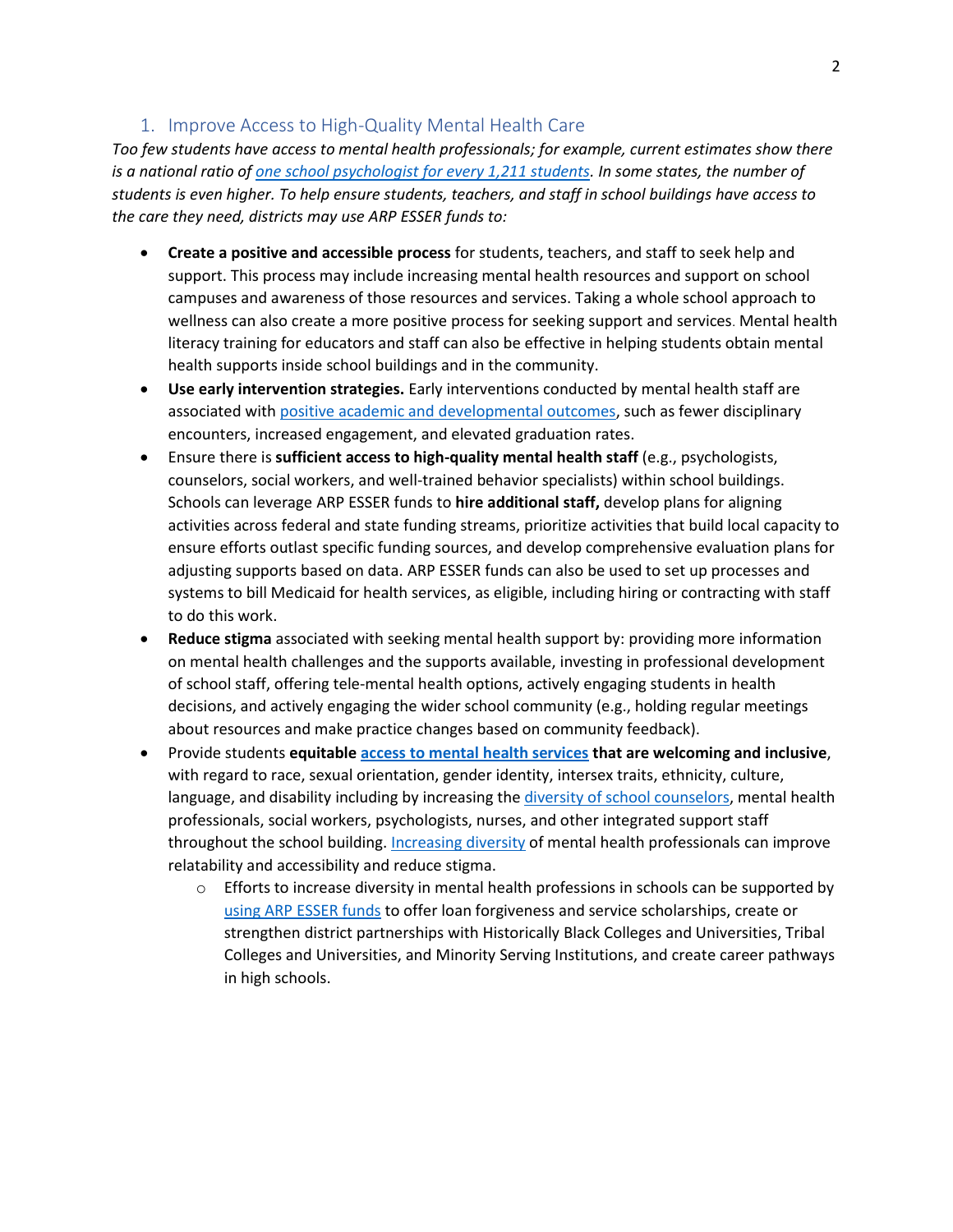## 1. Improve Access to High-Quality Mental Health Care

*Too few students have access to mental health professionals; for example, current estimates show there is a national ratio of one school psychologist for every 1,211 students. In some states, the number of students is even higher. To help ensure students, teachers, and staff in school buildings have access to the care they need, districts may use ARP ESSER funds to:*

- **Create a positive and accessible process** for students, teachers, and staff to seek help and support. This process may include increasing mental health resources and support on school campuses and awareness of those resources and services. Taking a whole school approach to wellness can also create a more positive process for seeking support and services. Mental health literacy training for educators and staff can also be effective in helping students obtain mental health supports inside school buildings and in the community.
- **Use early intervention strategies.** Early interventions conducted by mental health staff are associated with positive academic and developmental outcomes, such as fewer disciplinary encounters, increased engagement, and elevated graduation rates.
- Ensure there is **sufficient access to high-quality mental health staff** (e.g., psychologists, counselors, social workers, and well-trained behavior specialists) within school buildings. Schools can leverage ARP ESSER funds to **hire additional staff,** develop plans for aligning activities across federal and state funding streams, prioritize activities that build local capacity to ensure efforts outlast specific funding sources, and develop comprehensive evaluation plans for adjusting supports based on data. ARP ESSER funds can also be used to set up processes and systems to bill Medicaid for health services, as eligible, including hiring or contracting with staff to do this work.
- **Reduce stigma** associated with seeking mental health support by: providing more information on mental health challenges and the supports available, investing in professional development of school staff, offering tele-mental health options, actively engaging students in health decisions, and actively engaging the wider school community (e.g., holding regular meetings about resources and make practice changes based on community feedback).
- Provide students **equitable access to mental health services that are welcoming and inclusive**, with regard to race, sexual orientation, gender identity, intersex traits, ethnicity, culture, language, and disability including by increasing the diversity of school counselors, mental health professionals, social workers, psychologists, nurses, and other integrated support staff throughout the school building. Increasing diversity of mental health professionals can improve relatability and accessibility and reduce stigma.
  - Efforts to increase diversity in mental health professions in schools can be supported by using ARP ESSER funds to offer loan forgiveness and service scholarships, create or strengthen district partnerships with Historically Black Colleges and Universities, Tribal Colleges and Universities, and Minority Serving Institutions, and create career pathways in high schools.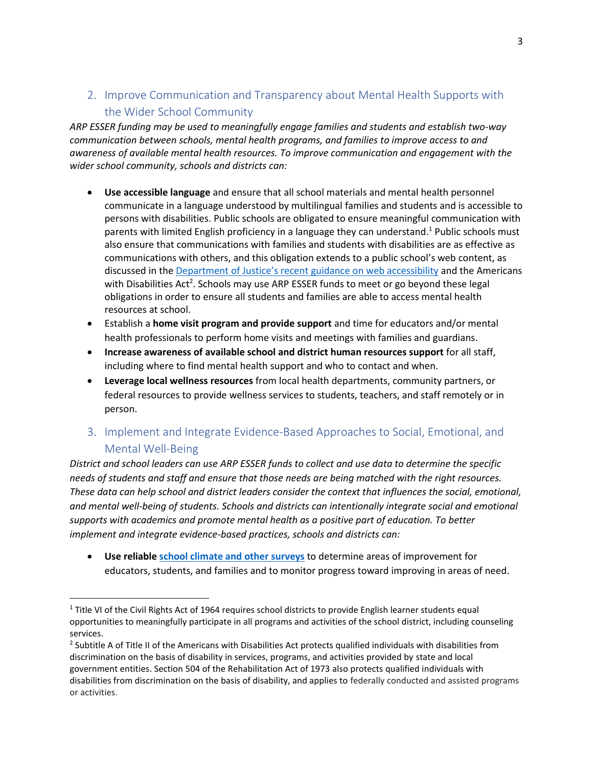## 2. Improve Communication and Transparency about Mental Health Supports with the Wider School Community

*ARP ESSER funding may be used to meaningfully engage families and students and establish two-way communication between schools, mental health programs, and families to improve access to and awareness of available mental health resources. To improve communication and engagement with the wider school community, schools and districts can:*

- **Use accessible language** and ensure that all school materials and mental health personnel communicate in a language understood by multilingual families and students and is accessible to persons with disabilities. Public schools are obligated to ensure meaningful communication with parents with limited English proficiency in a language they can understand.[1] Public schools must also ensure that communications with families and students with disabilities are as effective as communications with others, and this obligation extends to a public school's web content, as discussed in the Department of Justice's recent guidance on web accessibility and the Americans with Disabilities Act[2]. Schools may use ARP ESSER funds to meet or go beyond these legal obligations in order to ensure all students and families are able to access mental health resources at school.
- Establish a **home visit program and provide support** and time for educators and/or mental health professionals to perform home visits and meetings with families and guardians.
- **Increase awareness of available school and district human resources support** for all staff, including where to find mental health support and who to contact and when.
- **Leverage local wellness resources** from local health departments, community partners, or federal resources to provide wellness services to students, teachers, and staff remotely or in person.

## 3. Implement and Integrate Evidence-Based Approaches to Social, Emotional, and Mental Well-Being

*District and school leaders can use ARP ESSER funds to collect and use data to determine the specific needs of students and staff and ensure that those needs are being matched with the right resources. These data can help school and district leaders consider the context that influences the social, emotional, and mental well-being of students. Schools and districts can intentionally integrate social and emotional supports with academics and promote mental health as a positive part of education. To better implement and integrate evidence-based practices, schools and districts can:*

- **Use reliable school climate and other surveys** to determine areas of improvement for educators, students, and families and to monitor progress toward improving in areas of need.

---

[1] Title VI of the Civil Rights Act of 1964 requires school districts to provide English learner students equal opportunities to meaningfully participate in all programs and activities of the school district, including counseling services.

[2] Subtitle A of Title II of the Americans with Disabilities Act protects qualified individuals with disabilities from discrimination on the basis of disability in services, programs, and activities provided by state and local government entities. Section 504 of the Rehabilitation Act of 1973 also protects qualified individuals with disabilities from discrimination on the basis of disability, and applies to federally conducted and assisted programs or activities.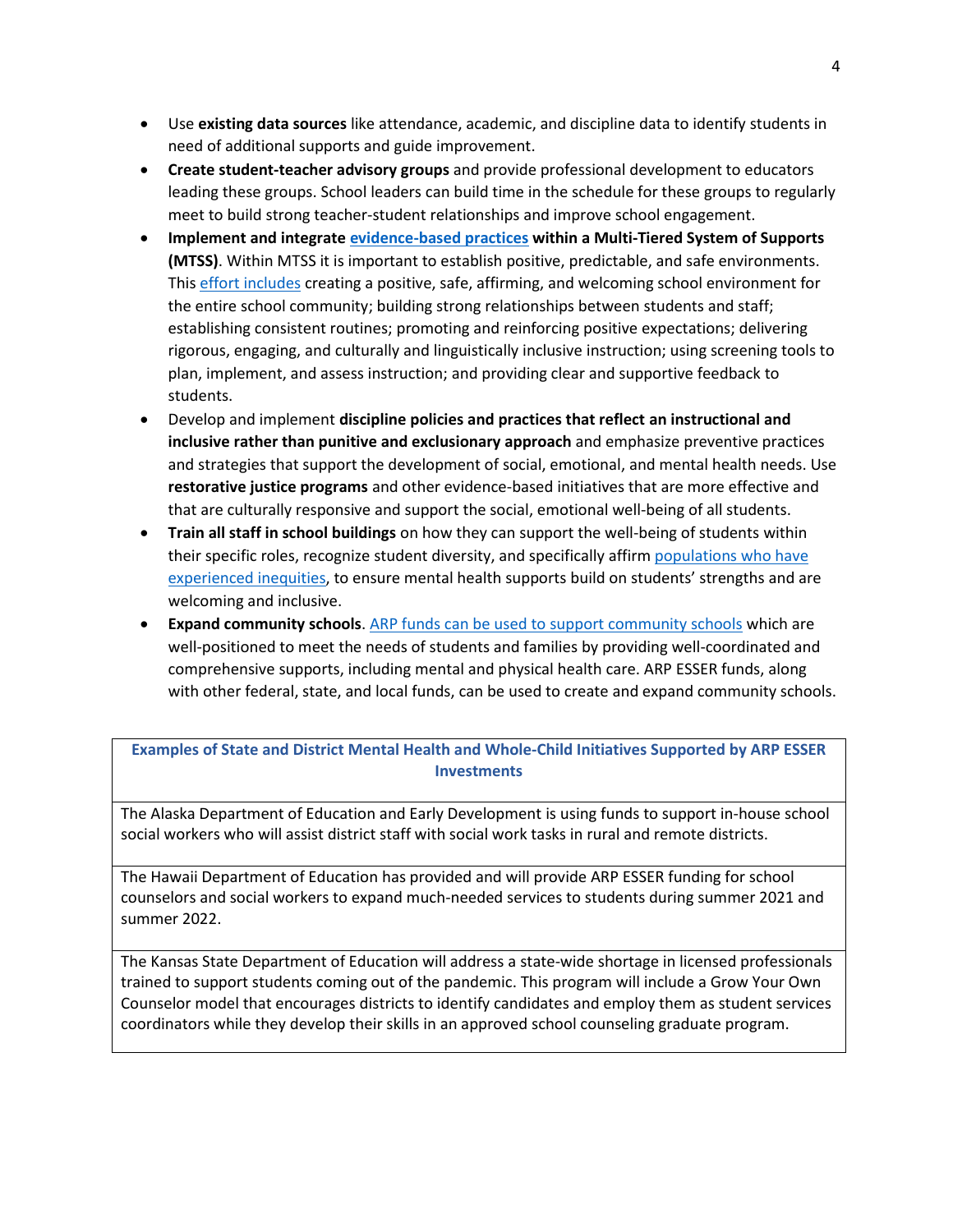- Use **existing data sources** like attendance, academic, and discipline data to identify students in need of additional supports and guide improvement.
- **Create student-teacher advisory groups** and provide professional development to educators leading these groups. School leaders can build time in the schedule for these groups to regularly meet to build strong teacher-student relationships and improve school engagement.
- **Implement and integrate evidence-based practices within a Multi-Tiered System of Supports (MTSS)**. Within MTSS it is important to establish positive, predictable, and safe environments. This effort includes creating a positive, safe, affirming, and welcoming school environment for the entire school community; building strong relationships between students and staff; establishing consistent routines; promoting and reinforcing positive expectations; delivering rigorous, engaging, and culturally and linguistically inclusive instruction; using screening tools to plan, implement, and assess instruction; and providing clear and supportive feedback to students.
- Develop and implement **discipline policies and practices that reflect an instructional and inclusive rather than punitive and exclusionary approach** and emphasize preventive practices and strategies that support the development of social, emotional, and mental health needs. Use **restorative justice programs** and other evidence-based initiatives that are more effective and that are culturally responsive and support the social, emotional well-being of all students.
- **Train all staff in school buildings** on how they can support the well-being of students within their specific roles, recognize student diversity, and specifically affirm populations who have experienced inequities, to ensure mental health supports build on students' strengths and are welcoming and inclusive.
- **Expand community schools**. ARP funds can be used to support community schools which are well-positioned to meet the needs of students and families by providing well-coordinated and comprehensive supports, including mental and physical health care. ARP ESSER funds, along with other federal, state, and local funds, can be used to create and expand community schools.

| **Examples of State and District Mental Health and Whole-Child Initiatives Supported by ARP ESSER Investments** |
| --- |
| The Alaska Department of Education and Early Development is using funds to support in-house school social workers who will assist district staff with social work tasks in rural and remote districts. |
| The Hawaii Department of Education has provided and will provide ARP ESSER funding for school counselors and social workers to expand much-needed services to students during summer 2021 and summer 2022. |
| The Kansas State Department of Education will address a state-wide shortage in licensed professionals trained to support students coming out of the pandemic. This program will include a Grow Your Own Counselor model that encourages districts to identify candidates and employ them as student services coordinators while they develop their skills in an approved school counseling graduate program. |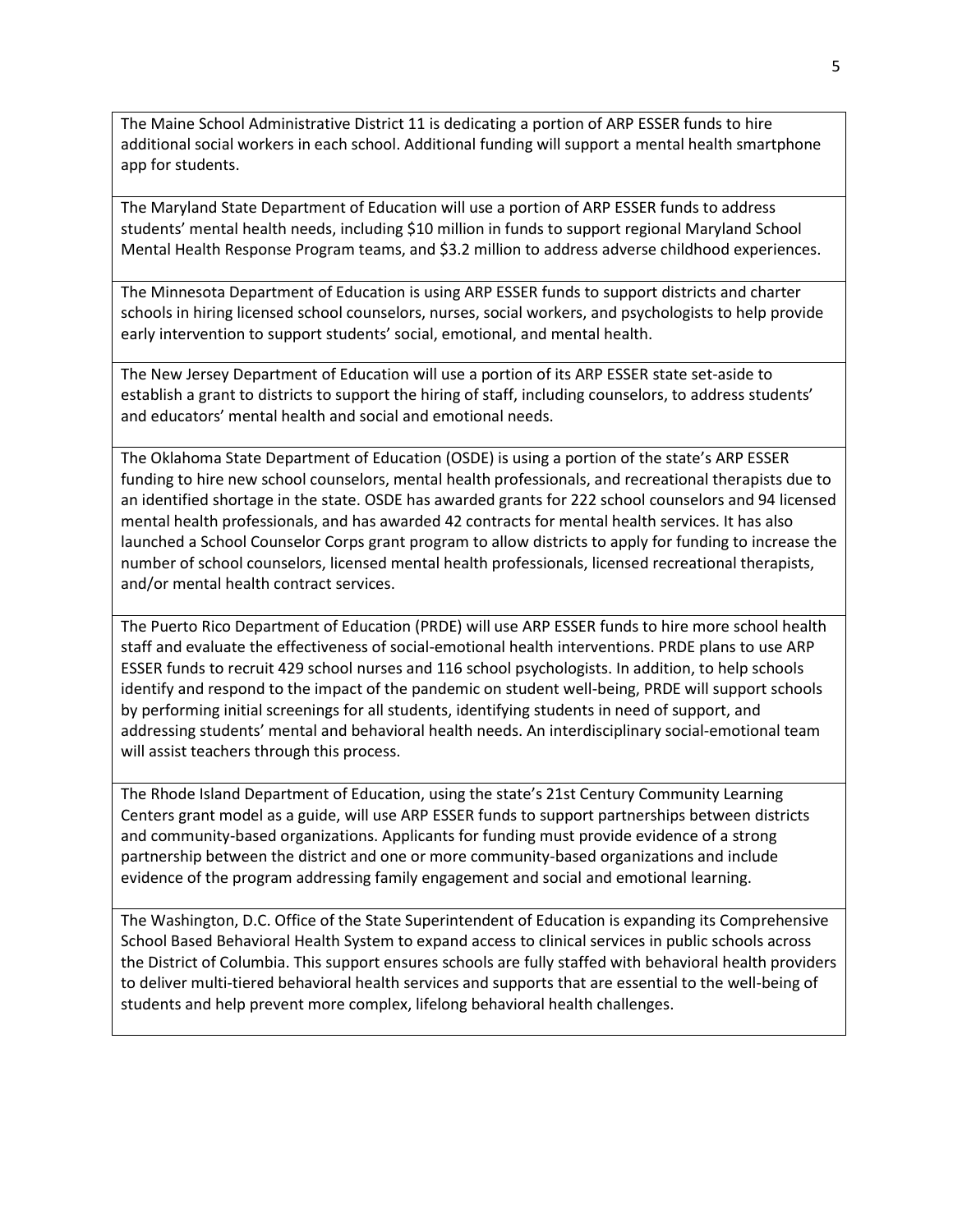| |
|---|
| The Maine School Administrative District 11 is dedicating a portion of ARP ESSER funds to hire additional social workers in each school. Additional funding will support a mental health smartphone app for students. |
| The Maryland State Department of Education will use a portion of ARP ESSER funds to address students' mental health needs, including $10 million in funds to support regional Maryland School Mental Health Response Program teams, and $3.2 million to address adverse childhood experiences. |
| The Minnesota Department of Education is using ARP ESSER funds to support districts and charter schools in hiring licensed school counselors, nurses, social workers, and psychologists to help provide early intervention to support students' social, emotional, and mental health. |
| The New Jersey Department of Education will use a portion of its ARP ESSER state set-aside to establish a grant to districts to support the hiring of staff, including counselors, to address students' and educators' mental health and social and emotional needs. |
| The Oklahoma State Department of Education (OSDE) is using a portion of the state's ARP ESSER funding to hire new school counselors, mental health professionals, and recreational therapists due to an identified shortage in the state. OSDE has awarded grants for 222 school counselors and 94 licensed mental health professionals, and has awarded 42 contracts for mental health services. It has also launched a School Counselor Corps grant program to allow districts to apply for funding to increase the number of school counselors, licensed mental health professionals, licensed recreational therapists, and/or mental health contract services. |
| The Puerto Rico Department of Education (PRDE) will use ARP ESSER funds to hire more school health staff and evaluate the effectiveness of social-emotional health interventions. PRDE plans to use ARP ESSER funds to recruit 429 school nurses and 116 school psychologists. In addition, to help schools identify and respond to the impact of the pandemic on student well-being, PRDE will support schools by performing initial screenings for all students, identifying students in need of support, and addressing students' mental and behavioral health needs. An interdisciplinary social-emotional team will assist teachers through this process. |
| The Rhode Island Department of Education, using the state's 21st Century Community Learning Centers grant model as a guide, will use ARP ESSER funds to support partnerships between districts and community-based organizations. Applicants for funding must provide evidence of a strong partnership between the district and one or more community-based organizations and include evidence of the program addressing family engagement and social and emotional learning. |
| The Washington, D.C. Office of the State Superintendent of Education is expanding its Comprehensive School Based Behavioral Health System to expand access to clinical services in public schools across the District of Columbia. This support ensures schools are fully staffed with behavioral health providers to deliver multi-tiered behavioral health services and supports that are essential to the well-being of students and help prevent more complex, lifelong behavioral health challenges. |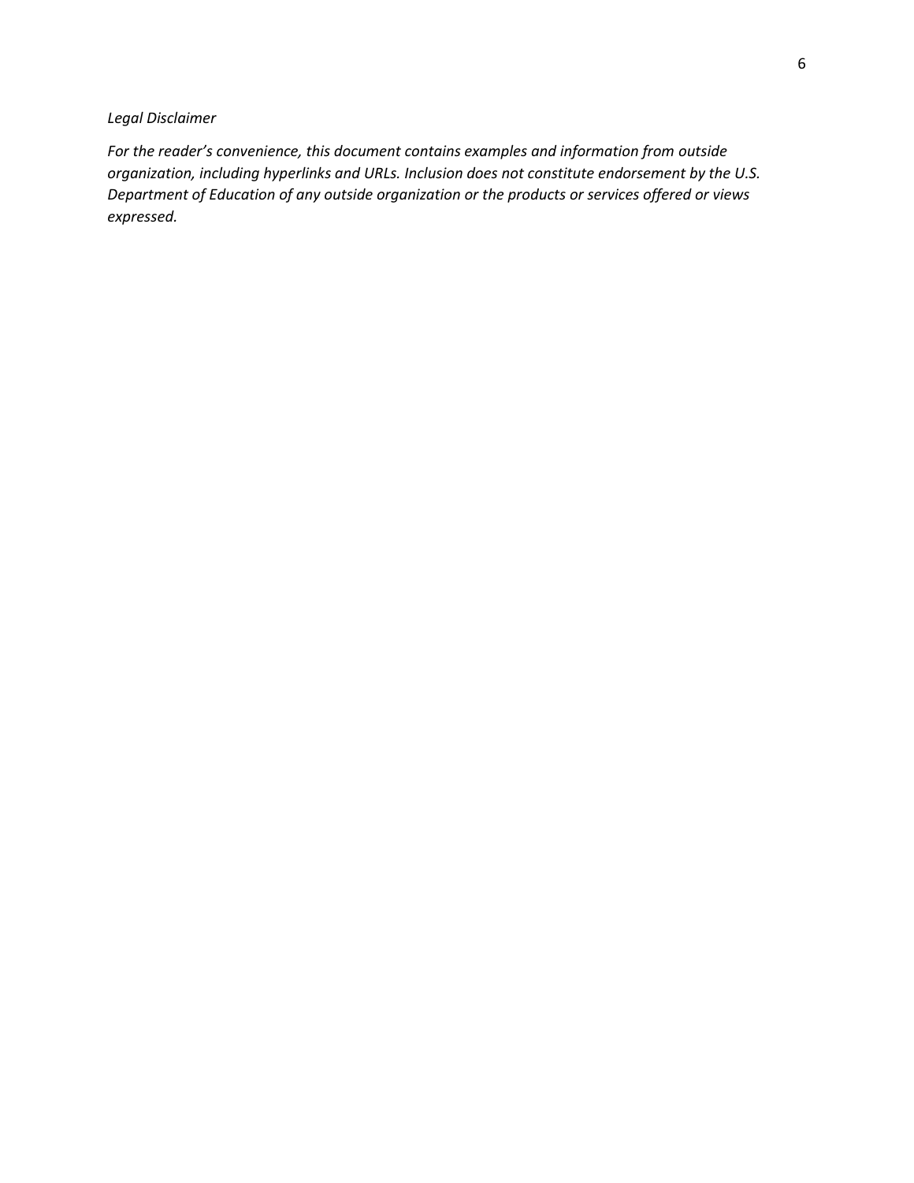*Legal Disclaimer*

*For the reader's convenience, this document contains examples and information from outside organization, including hyperlinks and URLs. Inclusion does not constitute endorsement by the U.S. Department of Education of any outside organization or the products or services offered or views expressed.*